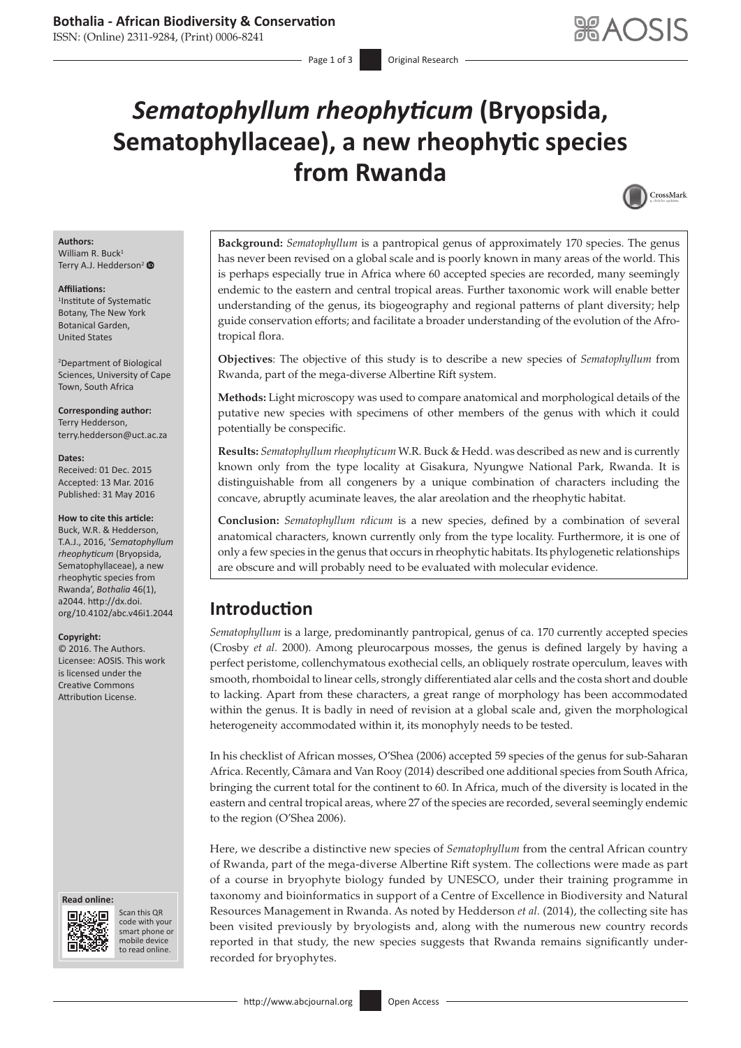# *Sematophyllum rheophyticum* (Bryopsida, Sematophyllaceae), a new rheophytic species from Rwanda

**Authors:**
William R. Buck[1]
Terry A.J. Hedderson[2]

**Affiliations:**
[1]Institute of Systematic Botany, The New York Botanical Garden, United States

[2]Department of Biological Sciences, University of Cape Town, South Africa

**Corresponding author:**
Terry Hedderson,
terry.hedderson@uct.ac.za

**Dates:**
Received: 01 Dec. 2015
Accepted: 13 Mar. 2016
Published: 31 May 2016

**How to cite this article:**
Buck, W.R. & Hedderson, T.A.J., 2016, '*Sematophyllum rheophyticum* (Bryopsida, Sematophyllaceae), a new rheophytic species from Rwanda', *Bothalia* 46(1), a2044. http://dx.doi.org/10.4102/abc.v46i1.2044

**Copyright:**
© 2016. The Authors. Licensee: AOSIS. This work is licensed under the Creative Commons Attribution License.

**Read online:**
Scan this QR code with your smart phone or mobile device to read online.

**Background:** *Sematophyllum* is a pantropical genus of approximately 170 species. The genus has never been revised on a global scale and is poorly known in many areas of the world. This is perhaps especially true in Africa where 60 accepted species are recorded, many seemingly endemic to the eastern and central tropical areas. Further taxonomic work will enable better understanding of the genus, its biogeography and regional patterns of plant diversity; help guide conservation efforts; and facilitate a broader understanding of the evolution of the Afro-tropical flora.

**Objectives**: The objective of this study is to describe a new species of *Sematophyllum* from Rwanda, part of the mega-diverse Albertine Rift system.

**Methods:** Light microscopy was used to compare anatomical and morphological details of the putative new species with specimens of other members of the genus with which it could potentially be conspecific.

**Results:** *Sematophyllum rheophyticum* W.R. Buck & Hedd. was described as new and is currently known only from the type locality at Gisakura, Nyungwe National Park, Rwanda. It is distinguishable from all congeners by a unique combination of characters including the concave, abruptly acuminate leaves, the alar areolation and the rheophytic habitat.

**Conclusion:** *Sematophyllum rdicum* is a new species, defined by a combination of several anatomical characters, known currently only from the type locality. Furthermore, it is one of only a few species in the genus that occurs in rheophytic habitats. Its phylogenetic relationships are obscure and will probably need to be evaluated with molecular evidence.

## Introduction

*Sematophyllum* is a large, predominantly pantropical, genus of ca. 170 currently accepted species (Crosby *et al.* 2000). Among pleurocarpous mosses, the genus is defined largely by having a perfect peristome, collenchymatous exothecial cells, an obliquely rostrate operculum, leaves with smooth, rhomboidal to linear cells, strongly differentiated alar cells and the costa short and double to lacking. Apart from these characters, a great range of morphology has been accommodated within the genus. It is badly in need of revision at a global scale and, given the morphological heterogeneity accommodated within it, its monophyly needs to be tested.

In his checklist of African mosses, O'Shea (2006) accepted 59 species of the genus for sub-Saharan Africa. Recently, Câmara and Van Rooy (2014) described one additional species from South Africa, bringing the current total for the continent to 60. In Africa, much of the diversity is located in the eastern and central tropical areas, where 27 of the species are recorded, several seemingly endemic to the region (O'Shea 2006).

Here, we describe a distinctive new species of *Sematophyllum* from the central African country of Rwanda, part of the mega-diverse Albertine Rift system. The collections were made as part of a course in bryophyte biology funded by UNESCO, under their training programme in taxonomy and bioinformatics in support of a Centre of Excellence in Biodiversity and Natural Resources Management in Rwanda. As noted by Hedderson *et al.* (2014), the collecting site has been visited previously by bryologists and, along with the numerous new country records reported in that study, the new species suggests that Rwanda remains significantly under-recorded for bryophytes.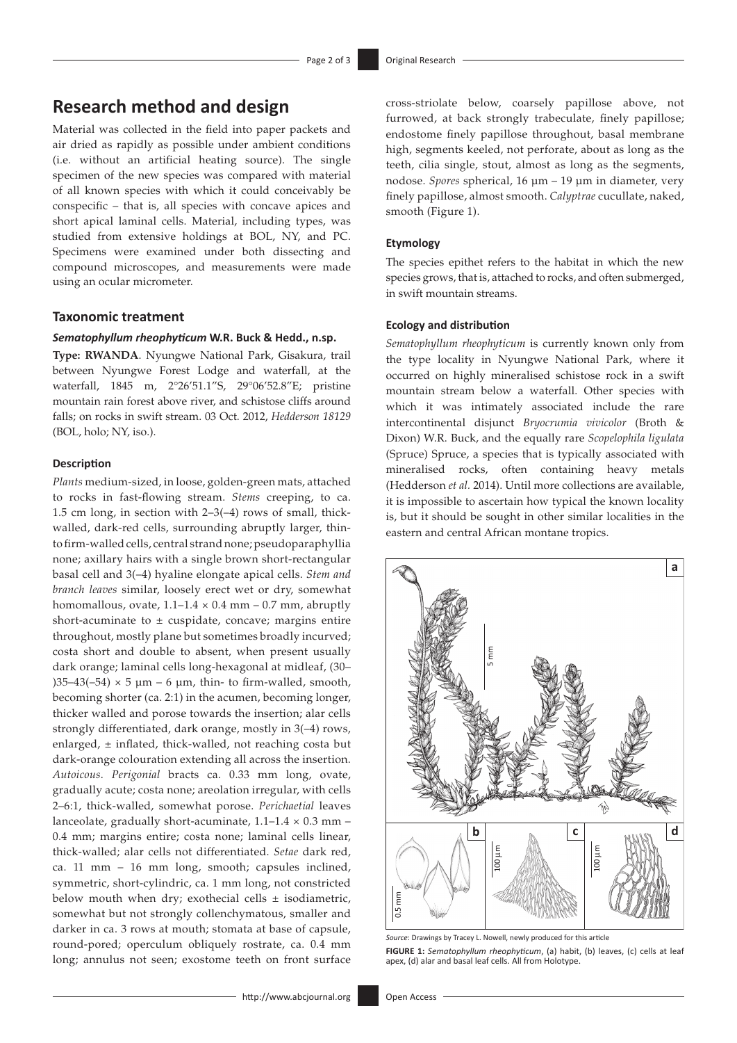## Research method and design

Material was collected in the field into paper packets and air dried as rapidly as possible under ambient conditions (i.e. without an artificial heating source). The single specimen of the new species was compared with material of all known species with which it could conceivably be conspecific – that is, all species with concave apices and short apical laminal cells. Material, including types, was studied from extensive holdings at BOL, NY, and PC. Specimens were examined under both dissecting and compound microscopes, and measurements were made using an ocular micrometer.

### Taxonomic treatment

#### *Sematophyllum rheophyticum* W.R. Buck & Hedd., n.sp.

**Type: RWANDA**. Nyungwe National Park, Gisakura, trail between Nyungwe Forest Lodge and waterfall, at the waterfall, 1845 m, 2°26′51.1″S, 29°06′52.8″E; pristine mountain rain forest above river, and schistose cliffs around falls; on rocks in swift stream. 03 Oct. 2012, *Hedderson 18129* (BOL, holo; NY, iso.).

#### Description

*Plants* medium-sized, in loose, golden-green mats, attached to rocks in fast-flowing stream. *Stems* creeping, to ca. 1.5 cm long, in section with 2–3(–4) rows of small, thick-walled, dark-red cells, surrounding abruptly larger, thin- to firm-walled cells, central strand none; pseudoparaphyllia none; axillary hairs with a single brown short-rectangular basal cell and 3(–4) hyaline elongate apical cells. *Stem and branch leaves* similar, loosely erect wet or dry, somewhat homomallous, ovate, 1.1–1.4 × 0.4 mm – 0.7 mm, abruptly short-acuminate to ± cuspidate, concave; margins entire throughout, mostly plane but sometimes broadly incurved; costa short and double to absent, when present usually dark orange; laminal cells long-hexagonal at midleaf, (30–)35–43(–54) × 5 μm – 6 μm, thin- to firm-walled, smooth, becoming shorter (ca. 2:1) in the acumen, becoming longer, thicker walled and porose towards the insertion; alar cells strongly differentiated, dark orange, mostly in 3(–4) rows, enlarged, ± inflated, thick-walled, not reaching costa but dark-orange colouration extending all across the insertion. *Autoicous*. *Perigonial* bracts ca. 0.33 mm long, ovate, gradually acute; costa none; areolation irregular, with cells 2–6:1, thick-walled, somewhat porose. *Perichaetial* leaves lanceolate, gradually short-acuminate, 1.1–1.4 × 0.3 mm – 0.4 mm; margins entire; costa none; laminal cells linear, thick-walled; alar cells not differentiated. *Setae* dark red, ca. 11 mm – 16 mm long, smooth; capsules inclined, symmetric, short-cylindric, ca. 1 mm long, not constricted below mouth when dry; exothecial cells ± isodiametric, somewhat but not strongly collenchymatous, smaller and darker in ca. 3 rows at mouth; stomata at base of capsule, round-pored; operculum obliquely rostrate, ca. 0.4 mm long; annulus not seen; exostome teeth on front surface cross-striolate below, coarsely papillose above, not furrowed, at back strongly trabeculate, finely papillose; endostome finely papillose throughout, basal membrane high, segments keeled, not perforate, about as long as the teeth, cilia single, stout, almost as long as the segments, nodose. *Spores* spherical, 16 μm – 19 μm in diameter, very finely papillose, almost smooth. *Calyptrae* cucullate, naked, smooth (Figure 1).

#### Etymology

The species epithet refers to the habitat in which the new species grows, that is, attached to rocks, and often submerged, in swift mountain streams.

#### Ecology and distribution

*Sematophyllum rheophyticum* is currently known only from the type locality in Nyungwe National Park, where it occurred on highly mineralised schistose rock in a swift mountain stream below a waterfall. Other species with which it was intimately associated include the rare intercontinental disjunct *Bryocrumia vivicolor* (Broth & Dixon) W.R. Buck, and the equally rare *Scopelophila ligulata* (Spruce) Spruce, a species that is typically associated with mineralised rocks, often containing heavy metals (Hedderson *et al*. 2014). Until more collections are available, it is impossible to ascertain how typical the known locality is, but it should be sought in other similar localities in the eastern and central African montane tropics.

*Source*: Drawings by Tracey L. Nowell, newly produced for this article

**FIGURE 1:** *Sematophyllum rheophyticum*, (a) habit, (b) leaves, (c) cells at leaf apex, (d) alar and basal leaf cells. All from Holotype.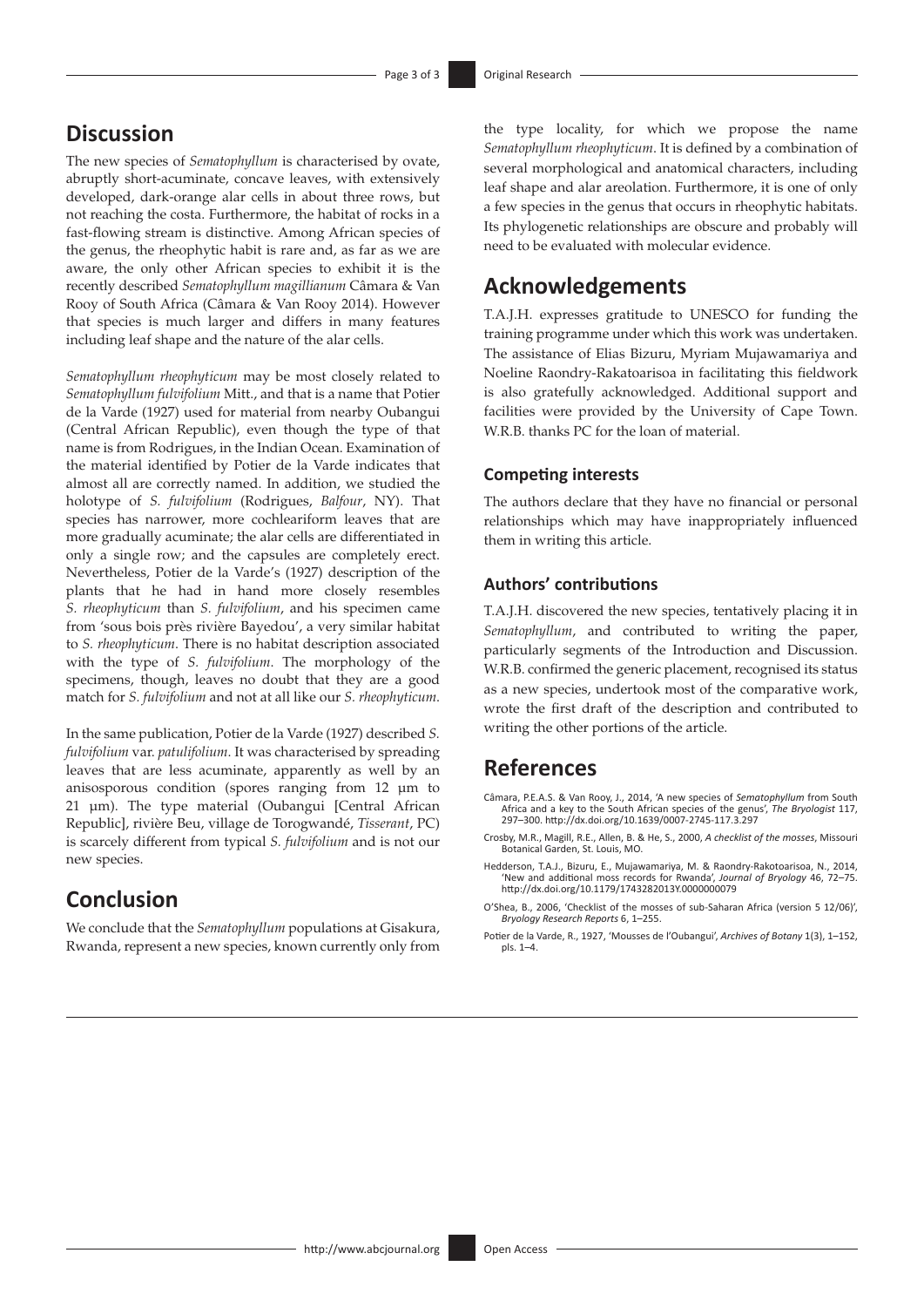## Discussion

The new species of *Sematophyllum* is characterised by ovate, abruptly short-acuminate, concave leaves, with extensively developed, dark-orange alar cells in about three rows, but not reaching the costa. Furthermore, the habitat of rocks in a fast-flowing stream is distinctive. Among African species of the genus, the rheophytic habit is rare and, as far as we are aware, the only other African species to exhibit it is the recently described *Sematophyllum magillianum* Câmara & Van Rooy of South Africa (Câmara & Van Rooy 2014). However that species is much larger and differs in many features including leaf shape and the nature of the alar cells.

*Sematophyllum rheophyticum* may be most closely related to *Sematophyllum fulvifolium* Mitt., and that is a name that Potier de la Varde (1927) used for material from nearby Oubangui (Central African Republic), even though the type of that name is from Rodrigues, in the Indian Ocean. Examination of the material identified by Potier de la Varde indicates that almost all are correctly named. In addition, we studied the holotype of *S. fulvifolium* (Rodrigues, *Balfour*, NY). That species has narrower, more cochleariform leaves that are more gradually acuminate; the alar cells are differentiated in only a single row; and the capsules are completely erect. Nevertheless, Potier de la Varde's (1927) description of the plants that he had in hand more closely resembles *S. rheophyticum* than *S. fulvifolium*, and his specimen came from 'sous bois près rivière Bayedou', a very similar habitat to *S. rheophyticum*. There is no habitat description associated with the type of *S. fulvifolium*. The morphology of the specimens, though, leaves no doubt that they are a good match for *S. fulvifolium* and not at all like our *S. rheophyticum*.

In the same publication, Potier de la Varde (1927) described *S. fulvifolium* var. *patulifolium*. It was characterised by spreading leaves that are less acuminate, apparently as well by an anisosporous condition (spores ranging from 12 µm to 21 µm). The type material (Oubangui [Central African Republic], rivière Beu, village de Torogwandé, *Tisserant*, PC) is scarcely different from typical *S. fulvifolium* and is not our new species.

## Conclusion

We conclude that the *Sematophyllum* populations at Gisakura, Rwanda, represent a new species, known currently only from the type locality, for which we propose the name *Sematophyllum rheophyticum*. It is defined by a combination of several morphological and anatomical characters, including leaf shape and alar areolation. Furthermore, it is one of only a few species in the genus that occurs in rheophytic habitats. Its phylogenetic relationships are obscure and probably will need to be evaluated with molecular evidence.

## Acknowledgements

T.A.J.H. expresses gratitude to UNESCO for funding the training programme under which this work was undertaken. The assistance of Elias Bizuru, Myriam Mujawamariya and Noeline Raondry-Rakatoarisoa in facilitating this fieldwork is also gratefully acknowledged. Additional support and facilities were provided by the University of Cape Town. W.R.B. thanks PC for the loan of material.

### Competing interests

The authors declare that they have no financial or personal relationships which may have inappropriately influenced them in writing this article.

### Authors' contributions

T.A.J.H. discovered the new species, tentatively placing it in *Sematophyllum*, and contributed to writing the paper, particularly segments of the Introduction and Discussion. W.R.B. confirmed the generic placement, recognised its status as a new species, undertook most of the comparative work, wrote the first draft of the description and contributed to writing the other portions of the article.

## References

Câmara, P.E.A.S. & Van Rooy, J., 2014, 'A new species of *Sematophyllum* from South Africa and a key to the South African species of the genus', *The Bryologist* 117, 297–300. http://dx.doi.org/10.1639/0007-2745-117.3.297

Crosby, M.R., Magill, R.E., Allen, B. & He, S., 2000, *A checklist of the mosses*, Missouri Botanical Garden, St. Louis, MO.

Hedderson, T.A.J., Bizuru, E., Mujawamariya, M. & Raondry-Rakotoarisoa, N., 2014, 'New and additional moss records for Rwanda', *Journal of Bryology* 46, 72–75. http://dx.doi.org/10.1179/1743282013Y.0000000079

O'Shea, B., 2006, 'Checklist of the mosses of sub-Saharan Africa (version 5 12/06)', *Bryology Research Reports* 6, 1–255.

Potier de la Varde, R., 1927, 'Mousses de l'Oubangui', *Archives of Botany* 1(3), 1–152, pls. 1–4.